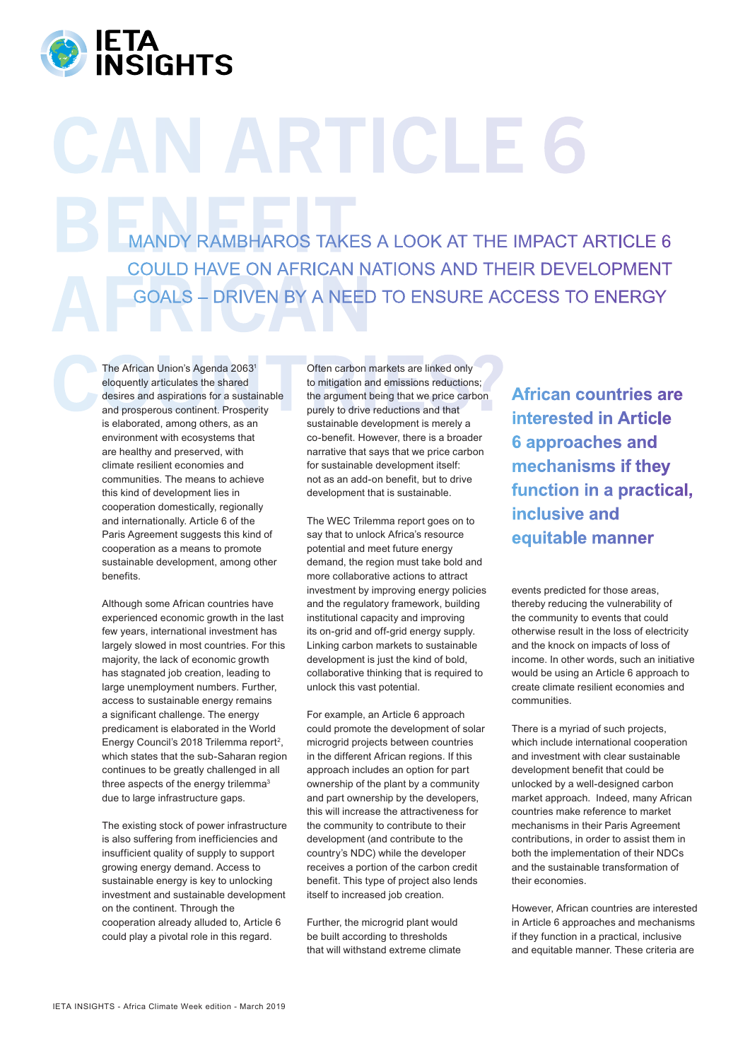# CAN ARTICLE 6 BENEFIT AFRICAN COUNTRIES?

## MANDY RAMBHAROS TAKES A LOOK AT THE IMPACT ARTICLE 6 COULD HAVE ON AFRICAN NATIONS AND THEIR DEVELOPMENT GOALS – DRIVEN BY A NEED TO ENSURE ACCESS TO ENERGY

The African Union's Agenda 2063[1] eloquently articulates the shared desires and aspirations for a sustainable and prosperous continent. Prosperity is elaborated, among others, as an environment with ecosystems that are healthy and preserved, with climate resilient economies and communities. The means to achieve this kind of development lies in cooperation domestically, regionally and internationally. Article 6 of the Paris Agreement suggests this kind of cooperation as a means to promote sustainable development, among other benefits.

Although some African countries have experienced economic growth in the last few years, international investment has largely slowed in most countries. For this majority, the lack of economic growth has stagnated job creation, leading to large unemployment numbers. Further, access to sustainable energy remains a significant challenge. The energy predicament is elaborated in the World Energy Council's 2018 Trilemma report[2], which states that the sub-Saharan region continues to be greatly challenged in all three aspects of the energy trilemma[3] due to large infrastructure gaps.

The existing stock of power infrastructure is also suffering from inefficiencies and insufficient quality of supply to support growing energy demand. Access to sustainable energy is key to unlocking investment and sustainable development on the continent. Through the cooperation already alluded to, Article 6 could play a pivotal role in this regard.

Often carbon markets are linked only to mitigation and emissions reductions; the argument being that we price carbon purely to drive reductions and that sustainable development is merely a co-benefit. However, there is a broader narrative that says that we price carbon for sustainable development itself: not as an add-on benefit, but to drive development that is sustainable.

The WEC Trilemma report goes on to say that to unlock Africa's resource potential and meet future energy demand, the region must take bold and more collaborative actions to attract investment by improving energy policies and the regulatory framework, building institutional capacity and improving its on-grid and off-grid energy supply. Linking carbon markets to sustainable development is just the kind of bold, collaborative thinking that is required to unlock this vast potential.

For example, an Article 6 approach could promote the development of solar microgrid projects between countries in the different African regions. If this approach includes an option for part ownership of the plant by a community and part ownership by the developers, this will increase the attractiveness for the community to contribute to their development (and contribute to the country's NDC) while the developer receives a portion of the carbon credit benefit. This type of project also lends itself to increased job creation.

Further, the microgrid plant would be built according to thresholds that will withstand extreme climate events predicted for those areas, thereby reducing the vulnerability of the community to events that could otherwise result in the loss of electricity and the knock on impacts of loss of income. In other words, such an initiative would be using an Article 6 approach to create climate resilient economies and communities.

> **African countries are interested in Article 6 approaches and mechanisms if they function in a practical, inclusive and equitable manner**

There is a myriad of such projects, which include international cooperation and investment with clear sustainable development benefit that could be unlocked by a well-designed carbon market approach. Indeed, many African countries make reference to market mechanisms in their Paris Agreement contributions, in order to assist them in both the implementation of their NDCs and the sustainable transformation of their economies.

However, African countries are interested in Article 6 approaches and mechanisms if they function in a practical, inclusive and equitable manner. These criteria are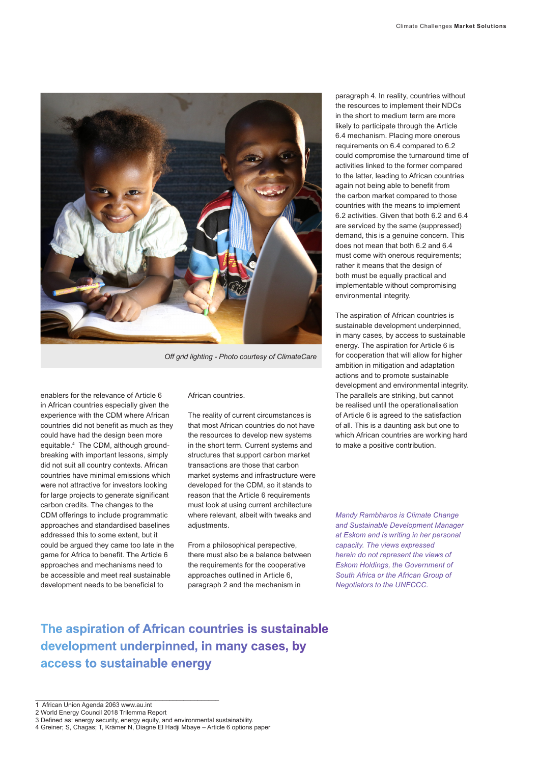Off grid lighting - Photo courtesy of ClimateCare

enablers for the relevance of Article 6 in African countries especially given the experience with the CDM where African countries did not benefit as much as they could have had the design been more equitable.[4] The CDM, although ground-breaking with important lessons, simply did not suit all country contexts. African countries have minimal emissions which were not attractive for investors looking for large projects to generate significant carbon credits. The changes to the CDM offerings to include programmatic approaches and standardised baselines addressed this to some extent, but it could be argued they came too late in the game for Africa to benefit. The Article 6 approaches and mechanisms need to be accessible and meet real sustainable development needs to be beneficial to African countries.

The reality of current circumstances is that most African countries do not have the resources to develop new systems in the short term. Current systems and structures that support carbon market transactions are those that carbon market systems and infrastructure were developed for the CDM, so it stands to reason that the Article 6 requirements must look at using current architecture where relevant, albeit with tweaks and adjustments.

From a philosophical perspective, there must also be a balance between the requirements for the cooperative approaches outlined in Article 6, paragraph 2 and the mechanism in paragraph 4. In reality, countries without the resources to implement their NDCs in the short to medium term are more likely to participate through the Article 6.4 mechanism. Placing more onerous requirements on 6.4 compared to 6.2 could compromise the turnaround time of activities linked to the former compared to the latter, leading to African countries again not being able to benefit from the carbon market compared to those countries with the means to implement 6.2 activities. Given that both 6.2 and 6.4 are serviced by the same (suppressed) demand, this is a genuine concern. This does not mean that both 6.2 and 6.4 must come with onerous requirements; rather it means that the design of both must be equally practical and implementable without compromising environmental integrity.

The aspiration of African countries is sustainable development underpinned, in many cases, by access to sustainable energy. The aspiration for Article 6 is for cooperation that will allow for higher ambition in mitigation and adaptation actions and to promote sustainable development and environmental integrity. The parallels are striking, but cannot be realised until the operationalisation of Article 6 is agreed to the satisfaction of all. This is a daunting ask but one to which African countries are working hard to make a positive contribution.

*Mandy Rambharos is Climate Change and Sustainable Development Manager at Eskom and is writing in her personal capacity. The views expressed herein do not represent the views of Eskom Holdings, the Government of South Africa or the African Group of Negotiators to the UNFCCC.*

**The aspiration of African countries is sustainable development underpinned, in many cases, by access to sustainable energy**

---

1 African Union Agenda 2063 www.au.int
2 World Energy Council 2018 Trilemma Report
3 Defined as: energy security, energy equity, and environmental sustainability.
4 Greiner; S, Chagas; T, Krämer N, Diagne El Hadji Mbaye – Article 6 options paper